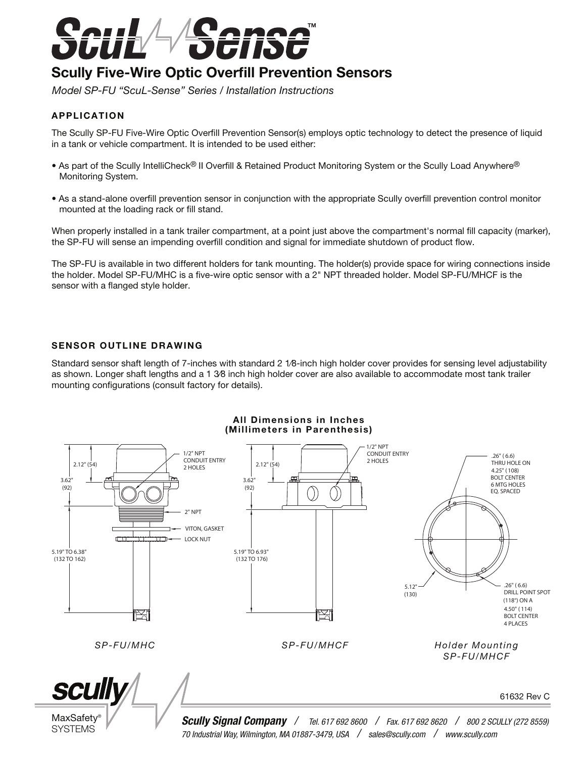# ScuL-Sense™

## Scully Five-Wire Optic Overfill Prevention Sensors

*Model SP-FU "ScuL-Sense" Series / Installation Instructions*

### APPLICATION

The Scully SP-FU Five-Wire Optic Overfill Prevention Sensor(s) employs optic technology to detect the presence of liquid in a tank or vehicle compartment. It is intended to be used either:

- As part of the Scully IntelliCheck® II Overfill & Retained Product Monitoring System or the Scully Load Anywhere® Monitoring System.
- As a stand-alone overfill prevention sensor in conjunction with the appropriate Scully overfill prevention control monitor mounted at the loading rack or fill stand.

When properly installed in a tank trailer compartment, at a point just above the compartment's normal fill capacity (marker), the SP-FU will sense an impending overfill condition and signal for immediate shutdown of product flow.

The SP-FU is available in two different holders for tank mounting. The holder(s) provide space for wiring connections inside the holder. Model SP-FU/MHC is a five-wire optic sensor with a 2" NPT threaded holder. Model SP-FU/MHCF is the sensor with a flanged style holder.

### SENSOR OUTLINE DRAWING

Standard sensor shaft length of 7-inches with standard 2 1⁄8-inch high holder cover provides for sensing level adjustability as shown. Longer shaft lengths and a 1 3⁄8 inch high holder cover are also available to accommodate most tank trailer mounting configurations (consult factory for details).

**All Dimensions in Inches (Millimeters in Parenthesis)**

SP-FU/MHC: 2.12" (54); 3.62" (92); 1/2" NPT CONDUIT ENTRY 2 HOLES; 2" NPT; VITON, GASKET; LOCK NUT; 5.19" TO 6.38" (132 TO 162)

SP-FU/MHCF: 2.12" (54); 3.62" (92); 1/2" NPT CONDUIT ENTRY 2 HOLES; 5.19" TO 6.93" (132 TO 176)

Holder Mounting SP-FU/MHCF: .26" (6.6) THRU HOLE ON 4.25" (108) BOLT CENTER 6 MTG HOLES EQ. SPACED; .26" (6.6) DRILL POINT SPOT (118°) ON A 4.50" (114) BOLT CENTER 4 PLACES; 5.12" (130)

*SP-FU/MHC* *SP-FU/MHCF* *Holder Mounting SP-FU/MHCF*

61632 Rev C

**Scully Signal Company** / Tel. 617 692 8600 / Fax. 617 692 8620 / 800 2 SCULLY (272 8559)
70 Industrial Way, Wilmington, MA 01887-3479, USA / sales@scully.com / www.scully.com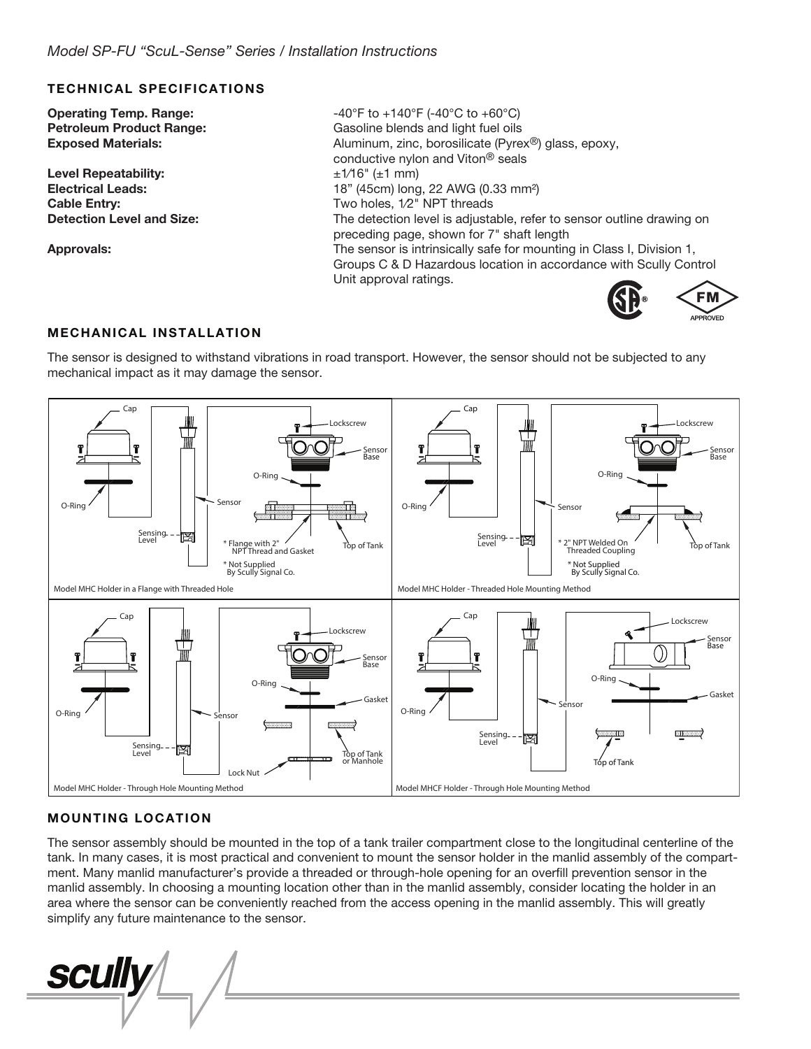## TECHNICAL SPECIFICATIONS

| | |
|---|---|
| **Operating Temp. Range:** | -40°F to +140°F (-40°C to +60°C) |
| **Petroleum Product Range:** | Gasoline blends and light fuel oils |
| **Exposed Materials:** | Aluminum, zinc, borosilicate (Pyrex®) glass, epoxy, conductive nylon and Viton® seals |
| **Level Repeatability:** | ±1⁄16" (±1 mm) |
| **Electrical Leads:** | 18" (45cm) long, 22 AWG (0.33 mm²) |
| **Cable Entry:** | Two holes, 1⁄2" NPT threads |
| **Detection Level and Size:** | The detection level is adjustable, refer to sensor outline drawing on preceding page, shown for 7" shaft length |
| **Approvals:** | The sensor is intrinsically safe for mounting in Class I, Division 1, Groups C & D Hazardous location in accordance with Scully Control Unit approval ratings. |

## MECHANICAL INSTALLATION

The sensor is designed to withstand vibrations in road transport. However, the sensor should not be subjected to any mechanical impact as it may damage the sensor.

Cap, Lockscrew, Sensor Base, O-Ring, Sensor, Sensing Level, * Flange with 2" NPT Thread and Gasket, Top of Tank, * Not Supplied By Scully Signal Co.

Model MHC Holder in a Flange with Threaded Hole

Cap, Lockscrew, Sensor Base, O-Ring, Sensor, Sensing Level, * 2" NPT Welded On Threaded Coupling, Top of Tank, * Not Supplied By Scully Signal Co.

Model MHC Holder - Threaded Hole Mounting Method

Cap, Lockscrew, Sensor Base, O-Ring, Gasket, Sensor, Sensing Level, Top of Tank or Manhole, Lock Nut

Model MHC Holder - Through Hole Mounting Method

Cap, Lockscrew, Sensor Base, O-Ring, Gasket, Sensor, Sensing Level, Top of Tank

Model MHCF Holder - Through Hole Mounting Method

## MOUNTING LOCATION

The sensor assembly should be mounted in the top of a tank trailer compartment close to the longitudinal centerline of the tank. In many cases, it is most practical and convenient to mount the sensor holder in the manlid assembly of the compartment. Many manlid manufacturer's provide a threaded or through-hole opening for an overfill prevention sensor in the manlid assembly. In choosing a mounting location other than in the manlid assembly, consider locating the holder in an area where the sensor can be conveniently reached from the access opening in the manlid assembly. This will greatly simplify any future maintenance to the sensor.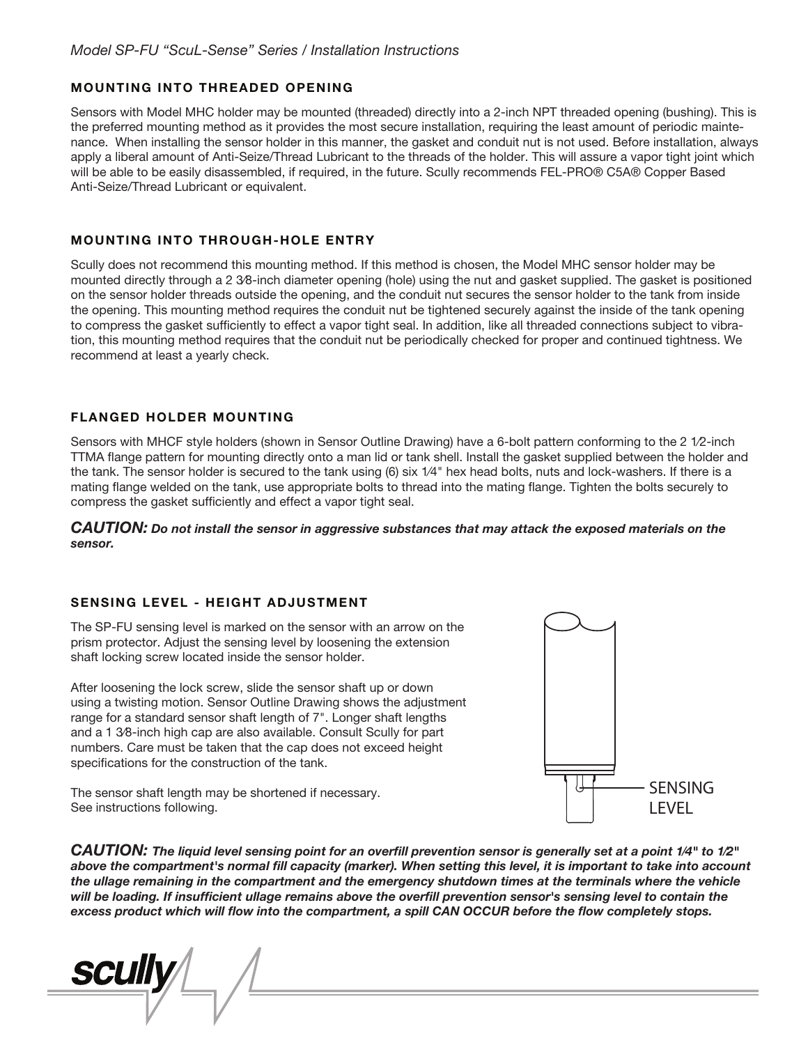## MOUNTING INTO THREADED OPENING

Sensors with Model MHC holder may be mounted (threaded) directly into a 2-inch NPT threaded opening (bushing). This is the preferred mounting method as it provides the most secure installation, requiring the least amount of periodic maintenance. When installing the sensor holder in this manner, the gasket and conduit nut is not used. Before installation, always apply a liberal amount of Anti-Seize/Thread Lubricant to the threads of the holder. This will assure a vapor tight joint which will be able to be easily disassembled, if required, in the future. Scully recommends FEL-PRO® C5A® Copper Based Anti-Seize/Thread Lubricant or equivalent.

## MOUNTING INTO THROUGH-HOLE ENTRY

Scully does not recommend this mounting method. If this method is chosen, the Model MHC sensor holder may be mounted directly through a 2 3⁄8-inch diameter opening (hole) using the nut and gasket supplied. The gasket is positioned on the sensor holder threads outside the opening, and the conduit nut secures the sensor holder to the tank from inside the opening. This mounting method requires the conduit nut be tightened securely against the inside of the tank opening to compress the gasket sufficiently to effect a vapor tight seal. In addition, like all threaded connections subject to vibration, this mounting method requires that the conduit nut be periodically checked for proper and continued tightness. We recommend at least a yearly check.

## FLANGED HOLDER MOUNTING

Sensors with MHCF style holders (shown in Sensor Outline Drawing) have a 6-bolt pattern conforming to the 2 1⁄2-inch TTMA flange pattern for mounting directly onto a man lid or tank shell. Install the gasket supplied between the holder and the tank. The sensor holder is secured to the tank using (6) six 1⁄4" hex head bolts, nuts and lock-washers. If there is a mating flange welded on the tank, use appropriate bolts to thread into the mating flange. Tighten the bolts securely to compress the gasket sufficiently and effect a vapor tight seal.

***CAUTION:* *Do not install the sensor in aggressive substances that may attack the exposed materials on the sensor.***

## SENSING LEVEL - HEIGHT ADJUSTMENT

The SP-FU sensing level is marked on the sensor with an arrow on the prism protector. Adjust the sensing level by loosening the extension shaft locking screw located inside the sensor holder.

After loosening the lock screw, slide the sensor shaft up or down using a twisting motion. Sensor Outline Drawing shows the adjustment range for a standard sensor shaft length of 7". Longer shaft lengths and a 1 3⁄8-inch high cap are also available. Consult Scully for part numbers. Care must be taken that the cap does not exceed height specifications for the construction of the tank.

The sensor shaft length may be shortened if necessary. See instructions following.

SENSING LEVEL

***CAUTION:* *The liquid level sensing point for an overfill prevention sensor is generally set at a point 1⁄4" to 1⁄2" above the compartment's normal fill capacity (marker). When setting this level, it is important to take into account the ullage remaining in the compartment and the emergency shutdown times at the terminals where the vehicle will be loading. If insufficient ullage remains above the overfill prevention sensor's sensing level to contain the excess product which will flow into the compartment, a spill CAN OCCUR before the flow completely stops.***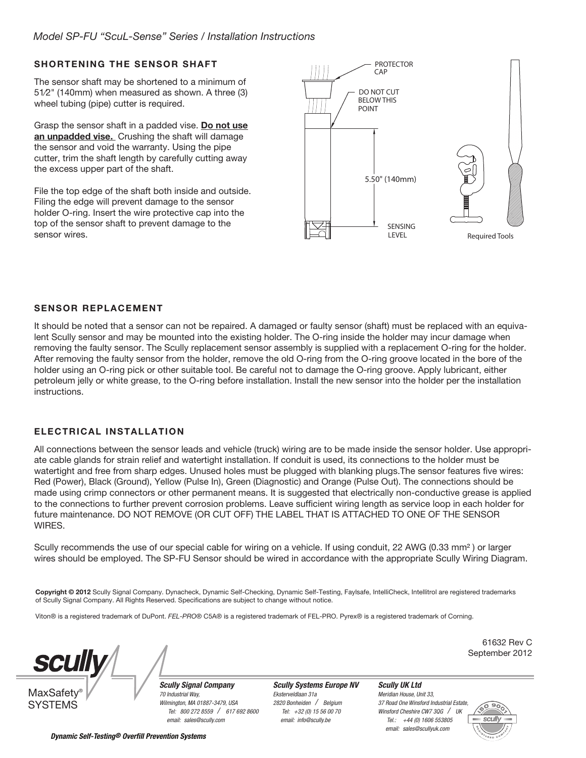## SHORTENING THE SENSOR SHAFT

The sensor shaft may be shortened to a minimum of 5½" (140mm) when measured as shown. A three (3) wheel tubing (pipe) cutter is required.

Grasp the sensor shaft in a padded vise. **Do not use an unpadded vise.** Crushing the shaft will damage the sensor and void the warranty. Using the pipe cutter, trim the shaft length by carefully cutting away the excess upper part of the shaft.

File the top edge of the shaft both inside and outside. Filing the edge will prevent damage to the sensor holder O-ring. Insert the wire protective cap into the top of the sensor shaft to prevent damage to the sensor wires.

PROTECTOR CAP

DO NOT CUT BELOW THIS POINT

5.50" (140mm)

SENSING LEVEL

Required Tools

## SENSOR REPLACEMENT

It should be noted that a sensor can not be repaired. A damaged or faulty sensor (shaft) must be replaced with an equivalent Scully sensor and may be mounted into the existing holder. The O-ring inside the holder may incur damage when removing the faulty sensor. The Scully replacement sensor assembly is supplied with a replacement O-ring for the holder. After removing the faulty sensor from the holder, remove the old O-ring from the O-ring groove located in the bore of the holder using an O-ring pick or other suitable tool. Be careful not to damage the O-ring groove. Apply lubricant, either petroleum jelly or white grease, to the O-ring before installation. Install the new sensor into the holder per the installation instructions.

## ELECTRICAL INSTALLATION

All connections between the sensor leads and vehicle (truck) wiring are to be made inside the sensor holder. Use appropriate cable glands for strain relief and watertight installation. If conduit is used, its connections to the holder must be watertight and free from sharp edges. Unused holes must be plugged with blanking plugs.The sensor features five wires: Red (Power), Black (Ground), Yellow (Pulse In), Green (Diagnostic) and Orange (Pulse Out). The connections should be made using crimp connectors or other permanent means. It is suggested that electrically non-conductive grease is applied to the connections to further prevent corrosion problems. Leave sufficient wiring length as service loop in each holder for future maintenance. DO NOT REMOVE (OR CUT OFF) THE LABEL THAT IS ATTACHED TO ONE OF THE SENSOR WIRES.

Scully recommends the use of our special cable for wiring on a vehicle. If using conduit, 22 AWG (0.33 mm²) or larger wires should be employed. The SP-FU Sensor should be wired in accordance with the appropriate Scully Wiring Diagram.

**Copyright © 2012** Scully Signal Company. Dynacheck, Dynamic Self-Checking, Dynamic Self-Testing, Faylsafe, IntelliCheck, Intellitrol are registered trademarks of Scully Signal Company. All Rights Reserved. Specifications are subject to change without notice.

Viton® is a registered trademark of DuPont. *FEL-PRO®* C5A® is a registered trademark of FEL-PRO. Pyrex® is a registered trademark of Corning.

61632 Rev C
September 2012

scully
MaxSafety® SYSTEMS

***Scully Signal Company***
*70 Industrial Way,*
*Wilmington, MA 01887-3479, USA*
*Tel: 800 272 8559 / 617 692 8600*
*email: sales@scully.com*

***Scully Systems Europe NV***
*Eksterveldlaan 31a*
*2820 Bonheiden / Belgium*
*Tel: +32 (0) 15 56 00 70*
*email: info@scully.be*

***Scully UK Ltd***
*Meridian House, Unit 33,*
*37 Road One Winsford Industrial Estate,*
*Winsford Cheshire CW7 3QG / UK*
*Tel.: +44 (0) 1606 553805*
*email: sales@scullyuk.com*

***Dynamic Self-Testing® Overfill Prevention Systems***